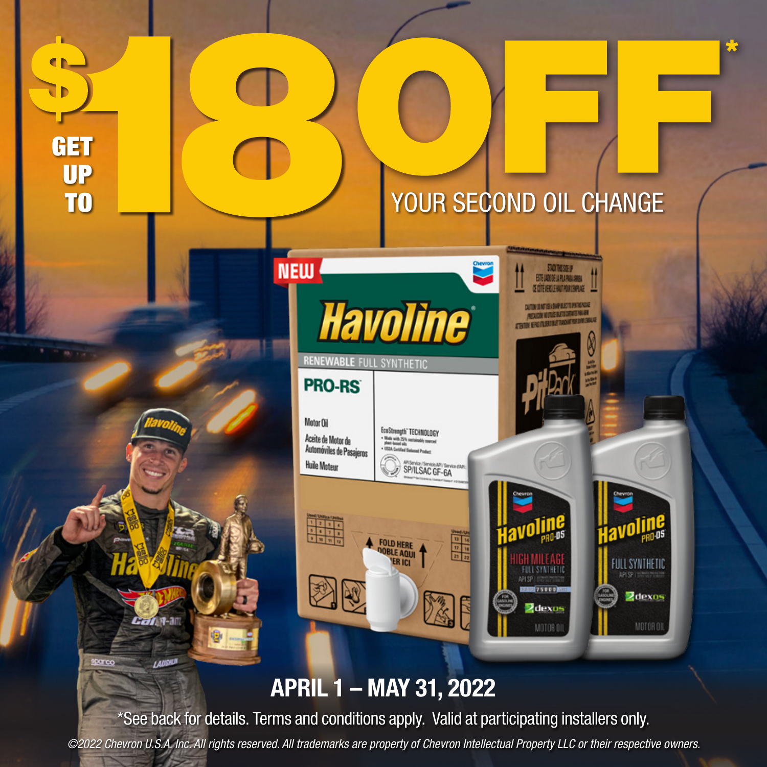# GET UP TO $18 OFF*

## YOUR SECOND OIL CHANGE

**APRIL 1 – MAY 31, 2022**

*See back for details. Terms and conditions apply. Valid at participating installers only.

*©2022 Chevron U.S.A. Inc. All rights reserved. All trademarks are property of Chevron Intellectual Property LLC or their respective owners.*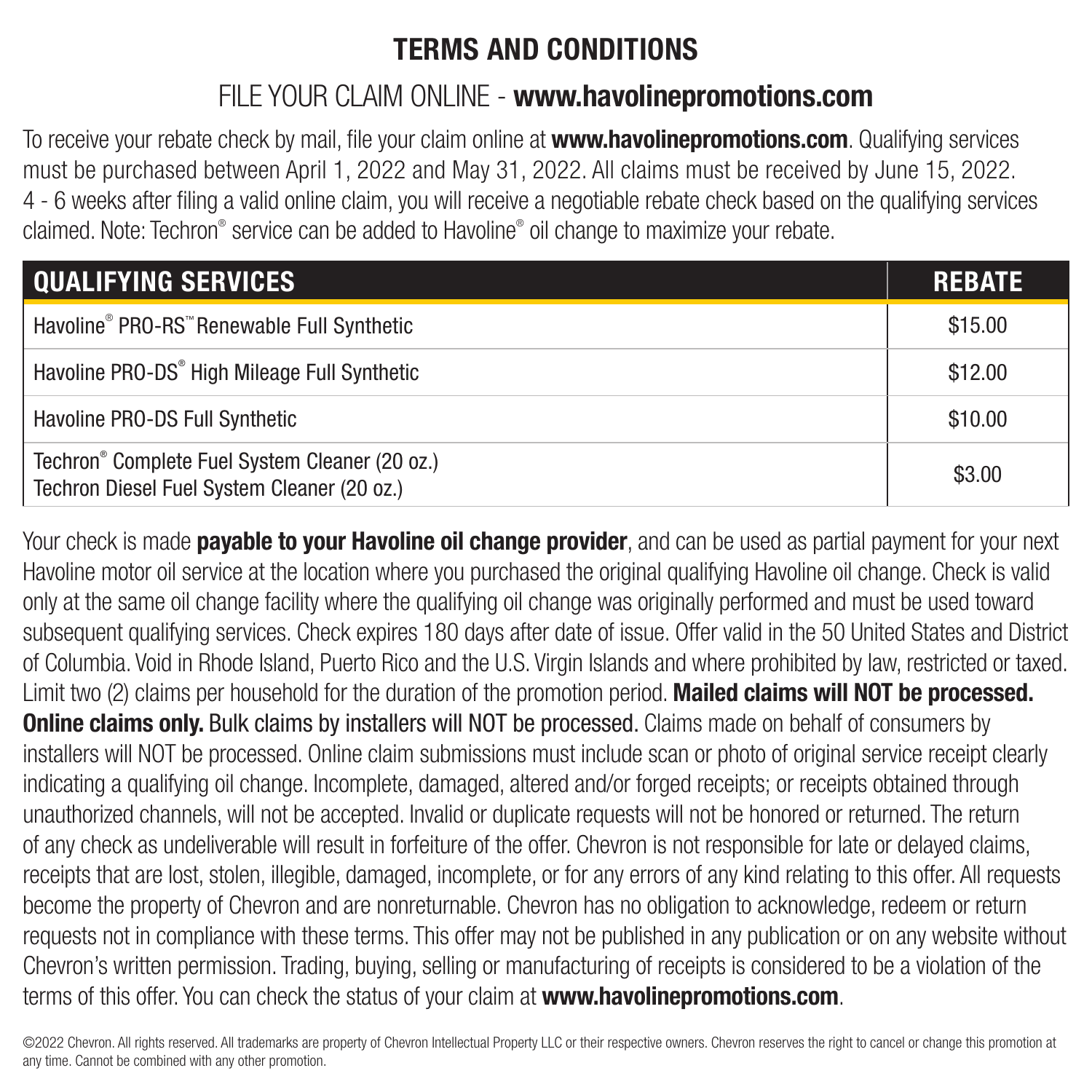# TERMS AND CONDITIONS

## FILE YOUR CLAIM ONLINE - **www.havolinepromotions.com**

To receive your rebate check by mail, file your claim online at **www.havolinepromotions.com**. Qualifying services must be purchased between April 1, 2022 and May 31, 2022. All claims must be received by June 15, 2022. 4 - 6 weeks after filing a valid online claim, you will receive a negotiable rebate check based on the qualifying services claimed. Note: Techron® service can be added to Havoline® oil change to maximize your rebate.

| QUALIFYING SERVICES | REBATE |
| --- | --- |
| Havoline® PRO-RS™ Renewable Full Synthetic | $15.00 |
| Havoline PRO-DS® High Mileage Full Synthetic | $12.00 |
| Havoline PRO-DS Full Synthetic | $10.00 |
| Techron® Complete Fuel System Cleaner (20 oz.)<br>Techron Diesel Fuel System Cleaner (20 oz.) | $3.00 |

Your check is made **payable to your Havoline oil change provider**, and can be used as partial payment for your next Havoline motor oil service at the location where you purchased the original qualifying Havoline oil change. Check is valid only at the same oil change facility where the qualifying oil change was originally performed and must be used toward subsequent qualifying services. Check expires 180 days after date of issue. Offer valid in the 50 United States and District of Columbia. Void in Rhode Island, Puerto Rico and the U.S. Virgin Islands and where prohibited by law, restricted or taxed. Limit two (2) claims per household for the duration of the promotion period. **Mailed claims will NOT be processed. Online claims only.** Bulk claims by installers will NOT be processed. Claims made on behalf of consumers by installers will NOT be processed. Online claim submissions must include scan or photo of original service receipt clearly indicating a qualifying oil change. Incomplete, damaged, altered and/or forged receipts; or receipts obtained through unauthorized channels, will not be accepted. Invalid or duplicate requests will not be honored or returned. The return of any check as undeliverable will result in forfeiture of the offer. Chevron is not responsible for late or delayed claims, receipts that are lost, stolen, illegible, damaged, incomplete, or for any errors of any kind relating to this offer. All requests become the property of Chevron and are nonreturnable. Chevron has no obligation to acknowledge, redeem or return requests not in compliance with these terms. This offer may not be published in any publication or on any website without Chevron's written permission. Trading, buying, selling or manufacturing of receipts is considered to be a violation of the terms of this offer. You can check the status of your claim at **www.havolinepromotions.com**.

©2022 Chevron. All rights reserved. All trademarks are property of Chevron Intellectual Property LLC or their respective owners. Chevron reserves the right to cancel or change this promotion at any time. Cannot be combined with any other promotion.